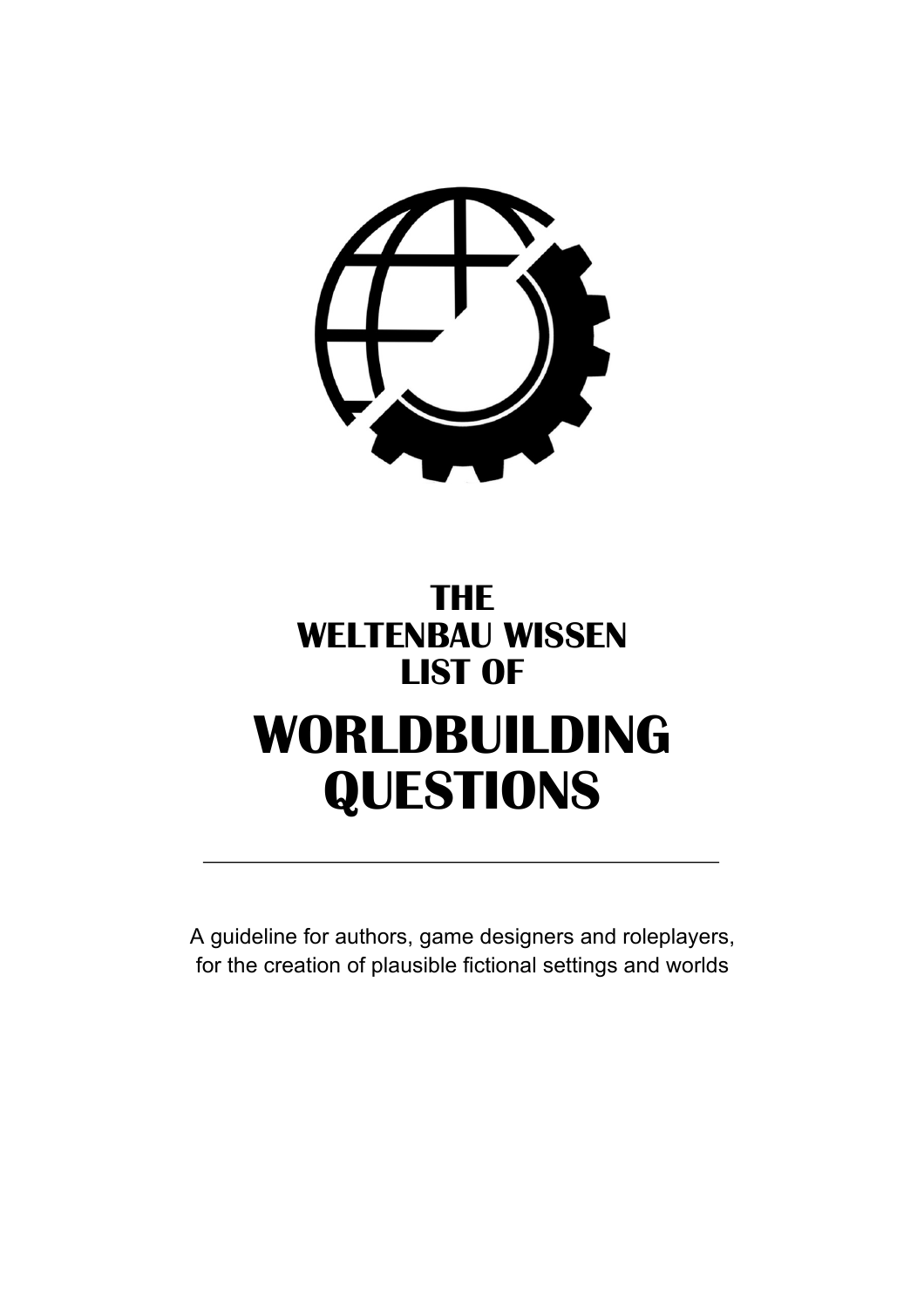# THE WELTENBAU WISSEN LIST OF WORLDBUILDING QUESTIONS

---

A guideline for authors, game designers and roleplayers, for the creation of plausible fictional settings and worlds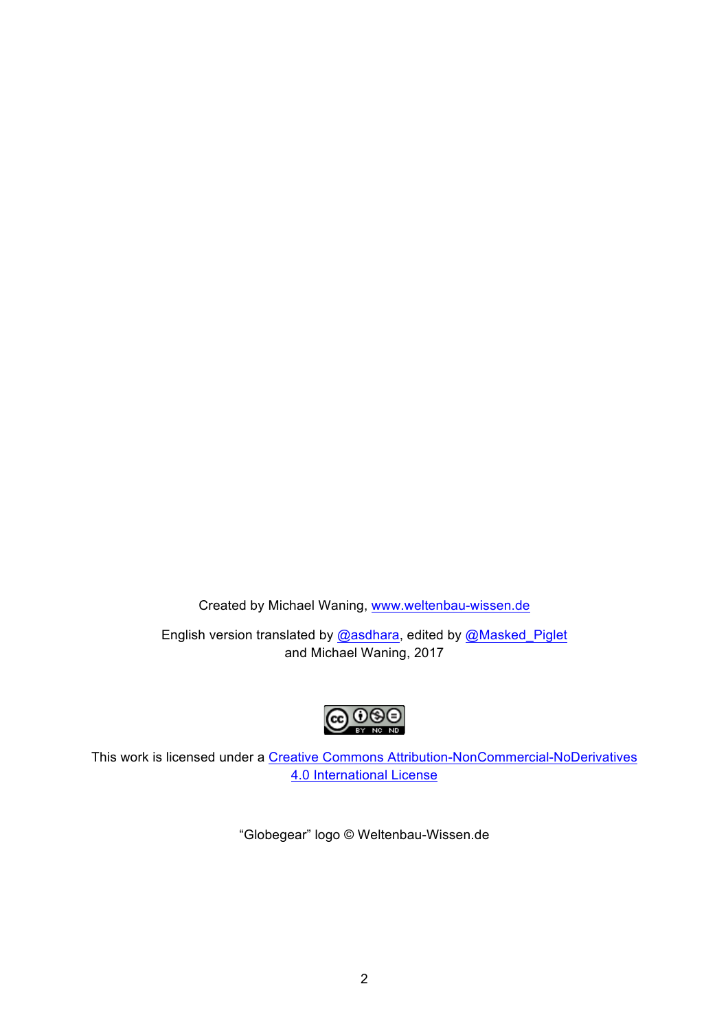Created by Michael Waning, [www.weltenbau-wissen.de](www.weltenbau-wissen.de)

English version translated by @asdhara, edited by @Masked_Piglet and Michael Waning, 2017

This work is licensed under a Creative Commons Attribution-NonCommercial-NoDerivatives 4.0 International License

“Globegear” logo © Weltenbau-Wissen.de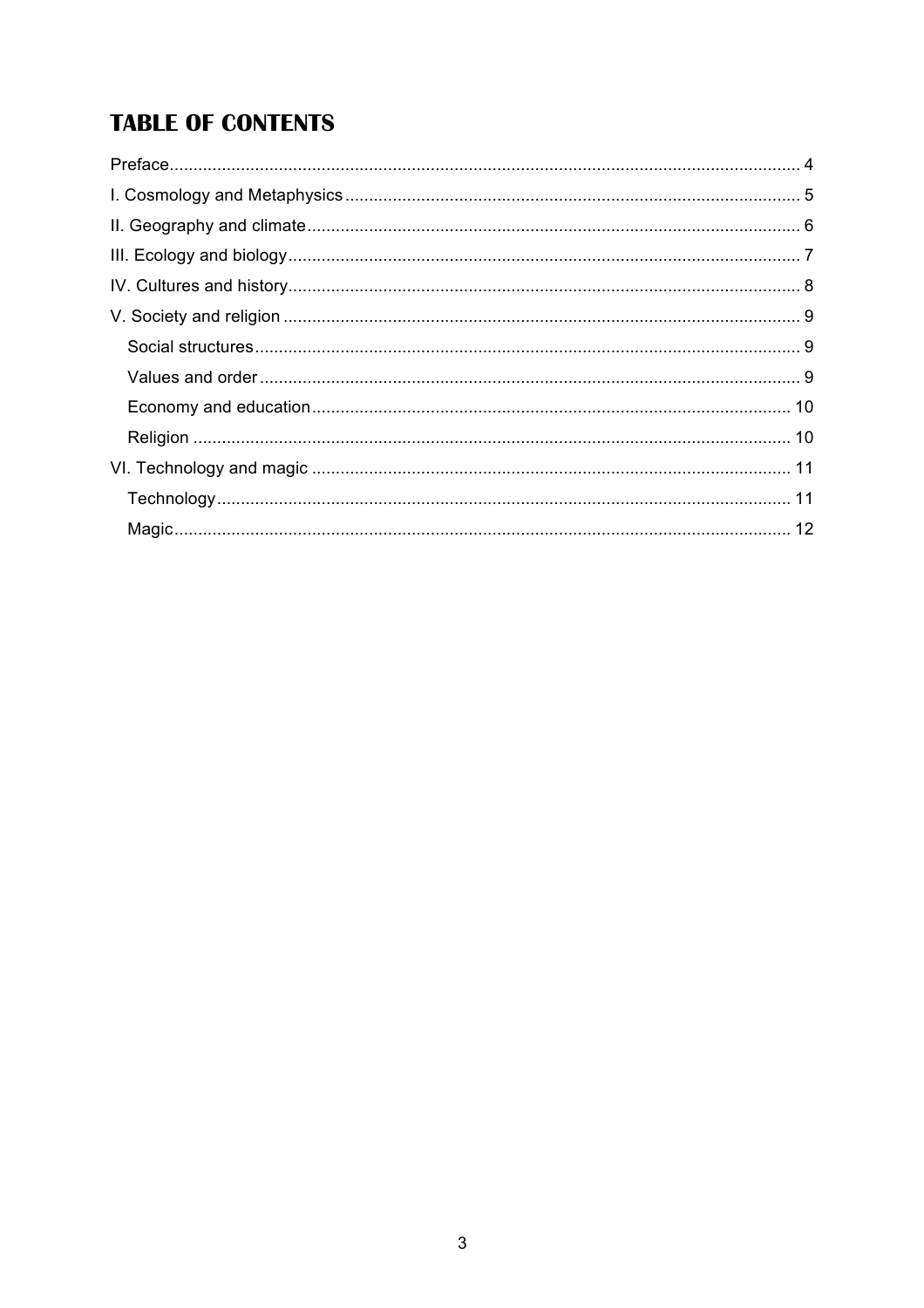# TABLE OF CONTENTS

Preface ........................................................................................................................ 4
I. Cosmology and Metaphysics ............................................................................... 5
II. Geography and climate ...................................................................................... 6
III. Ecology and biology .......................................................................................... 7
IV. Cultures and history .......................................................................................... 8
V. Society and religion ............................................................................................ 9
- Social structures ................................................................................................ 9
- Values and order ................................................................................................ 9
- Economy and education .................................................................................... 10
- Religion ............................................................................................................. 10

VI. Technology and magic ..................................................................................... 11
- Technology ........................................................................................................ 11
- Magic ................................................................................................................. 12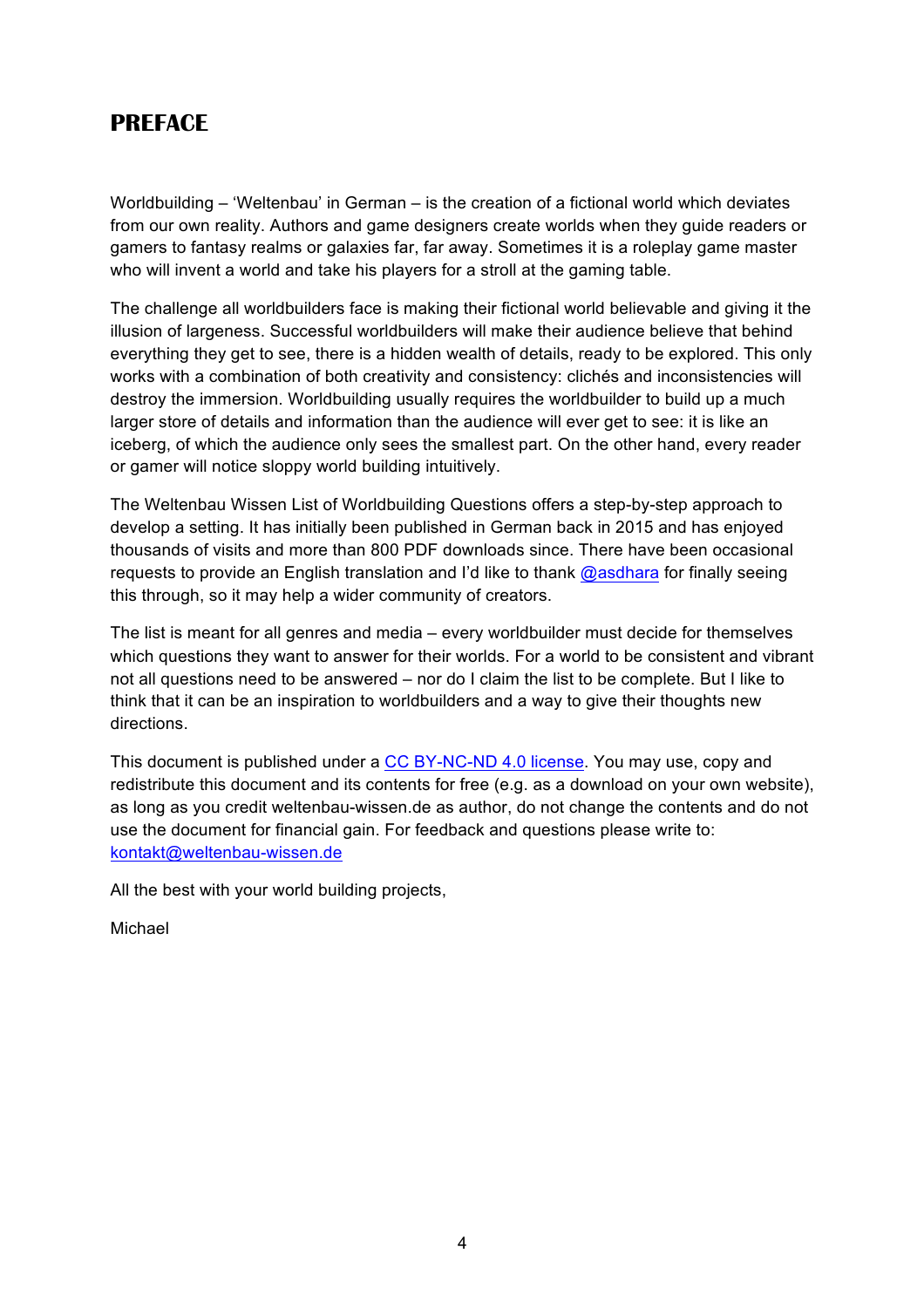# PREFACE

Worldbuilding – 'Weltenbau' in German – is the creation of a fictional world which deviates from our own reality. Authors and game designers create worlds when they guide readers or gamers to fantasy realms or galaxies far, far away. Sometimes it is a roleplay game master who will invent a world and take his players for a stroll at the gaming table.

The challenge all worldbuilders face is making their fictional world believable and giving it the illusion of largeness. Successful worldbuilders will make their audience believe that behind everything they get to see, there is a hidden wealth of details, ready to be explored. This only works with a combination of both creativity and consistency: clichés and inconsistencies will destroy the immersion. Worldbuilding usually requires the worldbuilder to build up a much larger store of details and information than the audience will ever get to see: it is like an iceberg, of which the audience only sees the smallest part. On the other hand, every reader or gamer will notice sloppy world building intuitively.

The Weltenbau Wissen List of Worldbuilding Questions offers a step-by-step approach to develop a setting. It has initially been published in German back in 2015 and has enjoyed thousands of visits and more than 800 PDF downloads since. There have been occasional requests to provide an English translation and I'd like to thank @asdhara for finally seeing this through, so it may help a wider community of creators.

The list is meant for all genres and media – every worldbuilder must decide for themselves which questions they want to answer for their worlds. For a world to be consistent and vibrant not all questions need to be answered – nor do I claim the list to be complete. But I like to think that it can be an inspiration to worldbuilders and a way to give their thoughts new directions.

This document is published under a CC BY-NC-ND 4.0 license. You may use, copy and redistribute this document and its contents for free (e.g. as a download on your own website), as long as you credit weltenbau-wissen.de as author, do not change the contents and do not use the document for financial gain. For feedback and questions please write to: kontakt@weltenbau-wissen.de

All the best with your world building projects,

Michael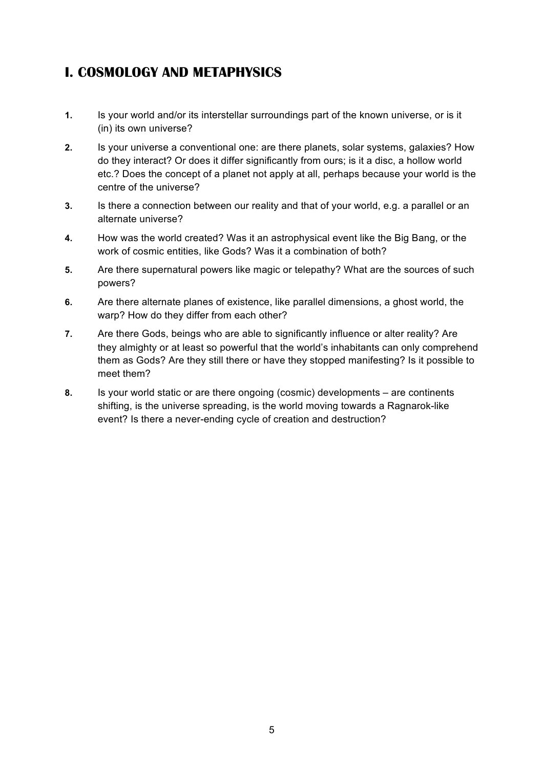## I. COSMOLOGY AND METAPHYSICS

1. Is your world and/or its interstellar surroundings part of the known universe, or is it (in) its own universe?
2. Is your universe a conventional one: are there planets, solar systems, galaxies? How do they interact? Or does it differ significantly from ours; is it a disc, a hollow world etc.? Does the concept of a planet not apply at all, perhaps because your world is the centre of the universe?
3. Is there a connection between our reality and that of your world, e.g. a parallel or an alternate universe?
4. How was the world created? Was it an astrophysical event like the Big Bang, or the work of cosmic entities, like Gods? Was it a combination of both?
5. Are there supernatural powers like magic or telepathy? What are the sources of such powers?
6. Are there alternate planes of existence, like parallel dimensions, a ghost world, the warp? How do they differ from each other?
7. Are there Gods, beings who are able to significantly influence or alter reality? Are they almighty or at least so powerful that the world's inhabitants can only comprehend them as Gods? Are they still there or have they stopped manifesting? Is it possible to meet them?
8. Is your world static or are there ongoing (cosmic) developments – are continents shifting, is the universe spreading, is the world moving towards a Ragnarok-like event? Is there a never-ending cycle of creation and destruction?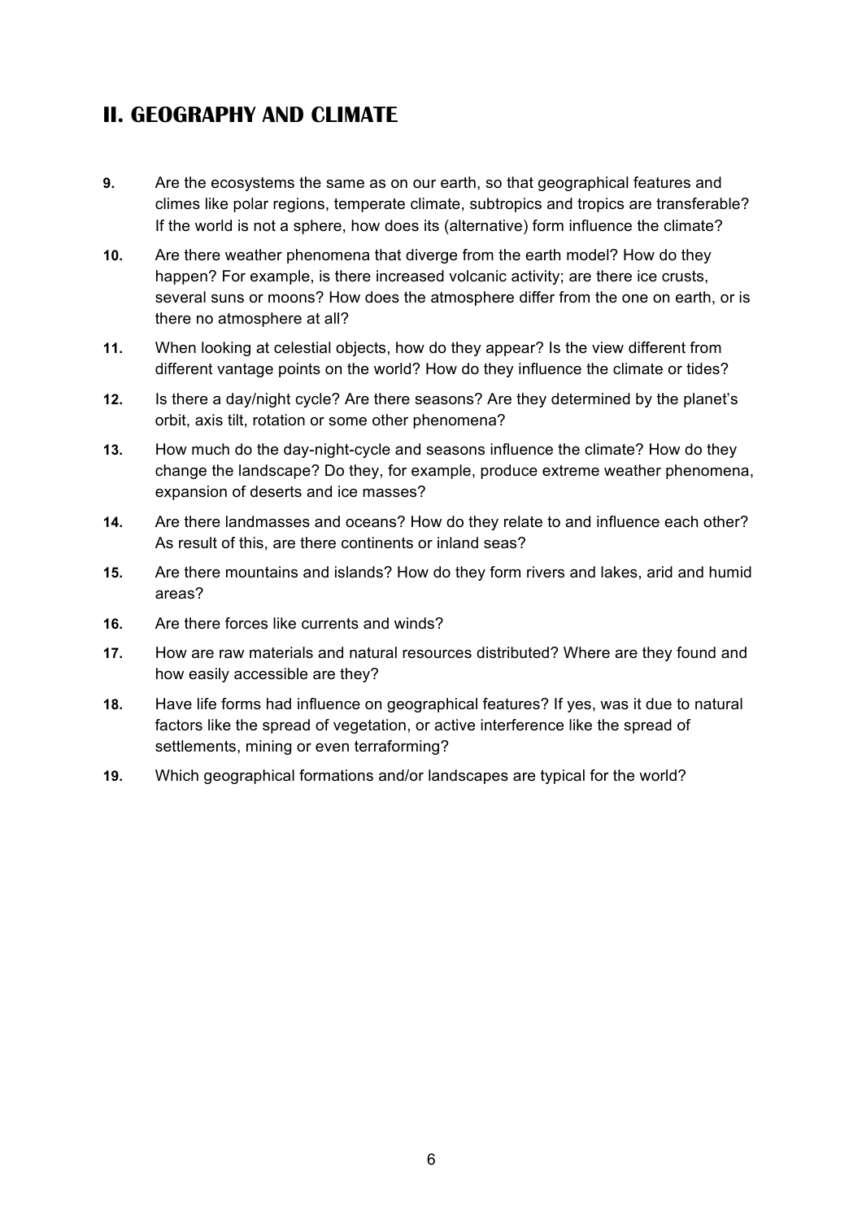## II. GEOGRAPHY AND CLIMATE

**9.** Are the ecosystems the same as on our earth, so that geographical features and climes like polar regions, temperate climate, subtropics and tropics are transferable? If the world is not a sphere, how does its (alternative) form influence the climate?

**10.** Are there weather phenomena that diverge from the earth model? How do they happen? For example, is there increased volcanic activity; are there ice crusts, several suns or moons? How does the atmosphere differ from the one on earth, or is there no atmosphere at all?

**11.** When looking at celestial objects, how do they appear? Is the view different from different vantage points on the world? How do they influence the climate or tides?

**12.** Is there a day/night cycle? Are there seasons? Are they determined by the planet's orbit, axis tilt, rotation or some other phenomena?

**13.** How much do the day-night-cycle and seasons influence the climate? How do they change the landscape? Do they, for example, produce extreme weather phenomena, expansion of deserts and ice masses?

**14.** Are there landmasses and oceans? How do they relate to and influence each other? As result of this, are there continents or inland seas?

**15.** Are there mountains and islands? How do they form rivers and lakes, arid and humid areas?

**16.** Are there forces like currents and winds?

**17.** How are raw materials and natural resources distributed? Where are they found and how easily accessible are they?

**18.** Have life forms had influence on geographical features? If yes, was it due to natural factors like the spread of vegetation, or active interference like the spread of settlements, mining or even terraforming?

**19.** Which geographical formations and/or landscapes are typical for the world?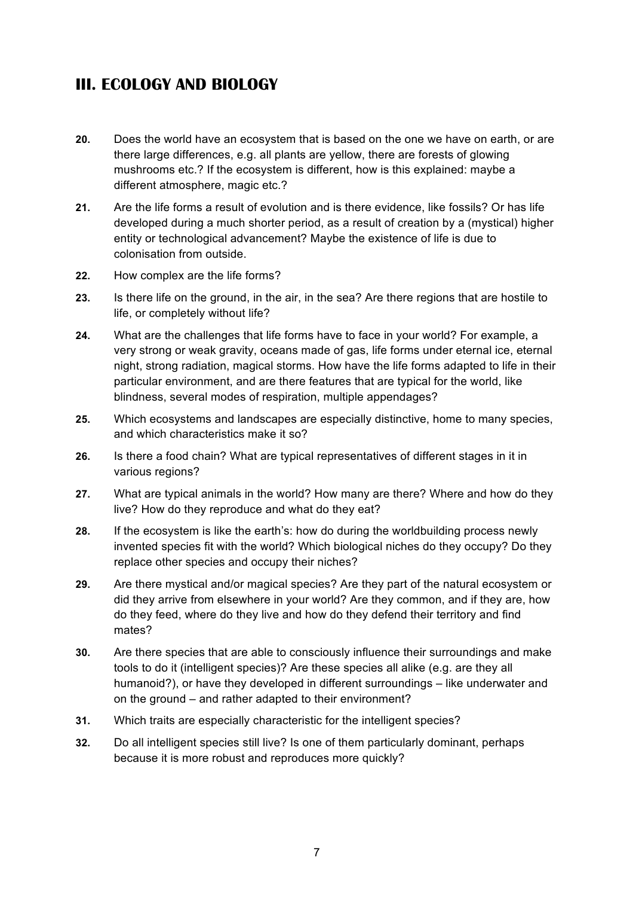## III. ECOLOGY AND BIOLOGY

**20.** Does the world have an ecosystem that is based on the one we have on earth, or are there large differences, e.g. all plants are yellow, there are forests of glowing mushrooms etc.? If the ecosystem is different, how is this explained: maybe a different atmosphere, magic etc.?

**21.** Are the life forms a result of evolution and is there evidence, like fossils? Or has life developed during a much shorter period, as a result of creation by a (mystical) higher entity or technological advancement? Maybe the existence of life is due to colonisation from outside.

**22.** How complex are the life forms?

**23.** Is there life on the ground, in the air, in the sea? Are there regions that are hostile to life, or completely without life?

**24.** What are the challenges that life forms have to face in your world? For example, a very strong or weak gravity, oceans made of gas, life forms under eternal ice, eternal night, strong radiation, magical storms. How have the life forms adapted to life in their particular environment, and are there features that are typical for the world, like blindness, several modes of respiration, multiple appendages?

**25.** Which ecosystems and landscapes are especially distinctive, home to many species, and which characteristics make it so?

**26.** Is there a food chain? What are typical representatives of different stages in it in various regions?

**27.** What are typical animals in the world? How many are there? Where and how do they live? How do they reproduce and what do they eat?

**28.** If the ecosystem is like the earth's: how do during the worldbuilding process newly invented species fit with the world? Which biological niches do they occupy? Do they replace other species and occupy their niches?

**29.** Are there mystical and/or magical species? Are they part of the natural ecosystem or did they arrive from elsewhere in your world? Are they common, and if they are, how do they feed, where do they live and how do they defend their territory and find mates?

**30.** Are there species that are able to consciously influence their surroundings and make tools to do it (intelligent species)? Are these species all alike (e.g. are they all humanoid?), or have they developed in different surroundings – like underwater and on the ground – and rather adapted to their environment?

**31.** Which traits are especially characteristic for the intelligent species?

**32.** Do all intelligent species still live? Is one of them particularly dominant, perhaps because it is more robust and reproduces more quickly?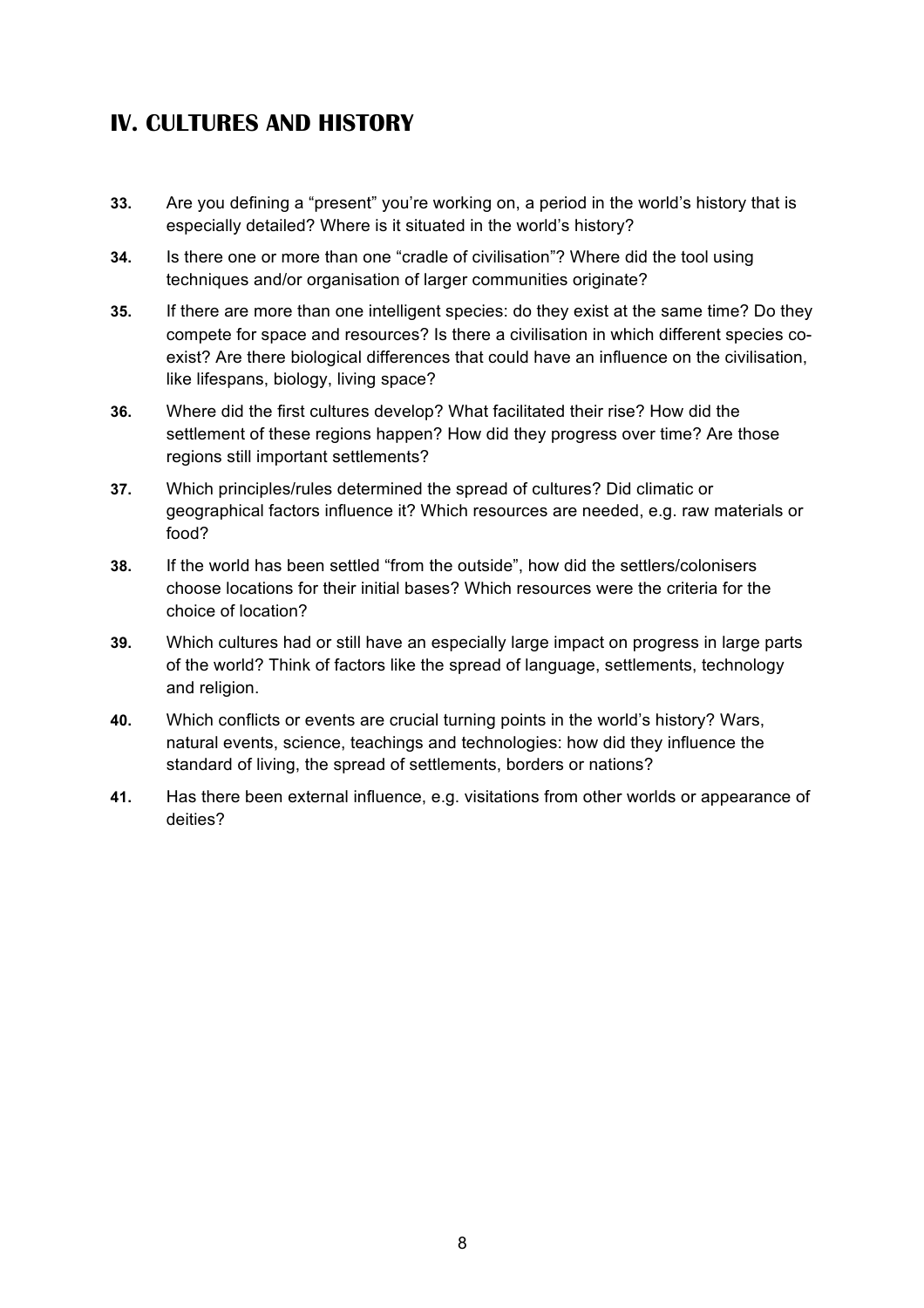## IV. CULTURES AND HISTORY

**33.** Are you defining a “present” you’re working on, a period in the world’s history that is especially detailed? Where is it situated in the world’s history?

**34.** Is there one or more than one “cradle of civilisation”? Where did the tool using techniques and/or organisation of larger communities originate?

**35.** If there are more than one intelligent species: do they exist at the same time? Do they compete for space and resources? Is there a civilisation in which different species co-exist? Are there biological differences that could have an influence on the civilisation, like lifespans, biology, living space?

**36.** Where did the first cultures develop? What facilitated their rise? How did the settlement of these regions happen? How did they progress over time? Are those regions still important settlements?

**37.** Which principles/rules determined the spread of cultures? Did climatic or geographical factors influence it? Which resources are needed, e.g. raw materials or food?

**38.** If the world has been settled “from the outside”, how did the settlers/colonisers choose locations for their initial bases? Which resources were the criteria for the choice of location?

**39.** Which cultures had or still have an especially large impact on progress in large parts of the world? Think of factors like the spread of language, settlements, technology and religion.

**40.** Which conflicts or events are crucial turning points in the world’s history? Wars, natural events, science, teachings and technologies: how did they influence the standard of living, the spread of settlements, borders or nations?

**41.** Has there been external influence, e.g. visitations from other worlds or appearance of deities?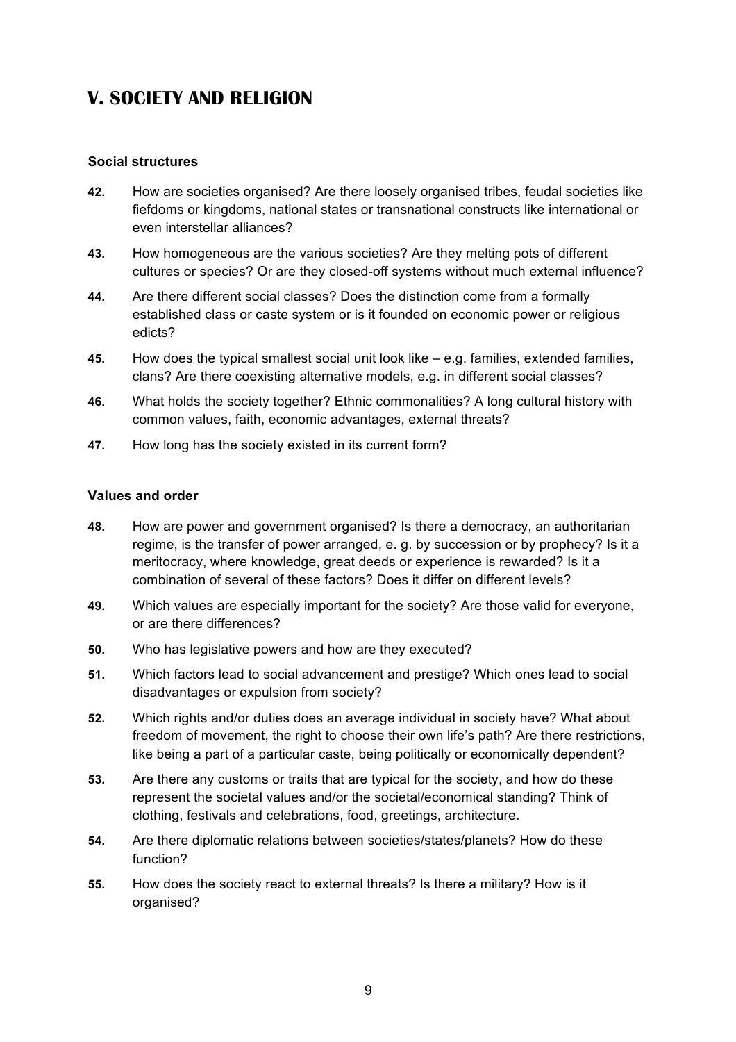## V. SOCIETY AND RELIGION

**Social structures**

**42.** How are societies organised? Are there loosely organised tribes, feudal societies like fiefdoms or kingdoms, national states or transnational constructs like international or even interstellar alliances?

**43.** How homogeneous are the various societies? Are they melting pots of different cultures or species? Or are they closed-off systems without much external influence?

**44.** Are there different social classes? Does the distinction come from a formally established class or caste system or is it founded on economic power or religious edicts?

**45.** How does the typical smallest social unit look like – e.g. families, extended families, clans? Are there coexisting alternative models, e.g. in different social classes?

**46.** What holds the society together? Ethnic commonalities? A long cultural history with common values, faith, economic advantages, external threats?

**47.** How long has the society existed in its current form?

**Values and order**

**48.** How are power and government organised? Is there a democracy, an authoritarian regime, is the transfer of power arranged, e. g. by succession or by prophecy? Is it a meritocracy, where knowledge, great deeds or experience is rewarded? Is it a combination of several of these factors? Does it differ on different levels?

**49.** Which values are especially important for the society? Are those valid for everyone, or are there differences?

**50.** Who has legislative powers and how are they executed?

**51.** Which factors lead to social advancement and prestige? Which ones lead to social disadvantages or expulsion from society?

**52.** Which rights and/or duties does an average individual in society have? What about freedom of movement, the right to choose their own life's path? Are there restrictions, like being a part of a particular caste, being politically or economically dependent?

**53.** Are there any customs or traits that are typical for the society, and how do these represent the societal values and/or the societal/economical standing? Think of clothing, festivals and celebrations, food, greetings, architecture.

**54.** Are there diplomatic relations between societies/states/planets? How do these function?

**55.** How does the society react to external threats? Is there a military? How is it organised?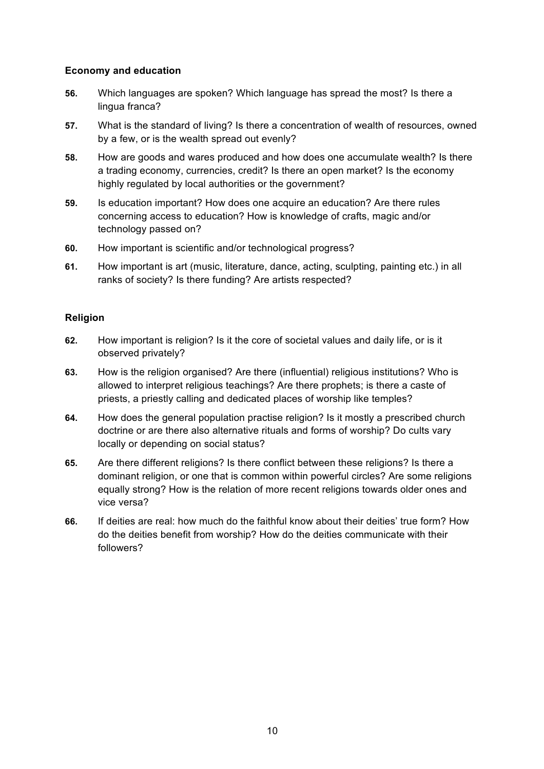**Economy and education**

**56.** Which languages are spoken? Which language has spread the most? Is there a lingua franca?

**57.** What is the standard of living? Is there a concentration of wealth of resources, owned by a few, or is the wealth spread out evenly?

**58.** How are goods and wares produced and how does one accumulate wealth? Is there a trading economy, currencies, credit? Is there an open market? Is the economy highly regulated by local authorities or the government?

**59.** Is education important? How does one acquire an education? Are there rules concerning access to education? How is knowledge of crafts, magic and/or technology passed on?

**60.** How important is scientific and/or technological progress?

**61.** How important is art (music, literature, dance, acting, sculpting, painting etc.) in all ranks of society? Is there funding? Are artists respected?

**Religion**

**62.** How important is religion? Is it the core of societal values and daily life, or is it observed privately?

**63.** How is the religion organised? Are there (influential) religious institutions? Who is allowed to interpret religious teachings? Are there prophets; is there a caste of priests, a priestly calling and dedicated places of worship like temples?

**64.** How does the general population practise religion? Is it mostly a prescribed church doctrine or are there also alternative rituals and forms of worship? Do cults vary locally or depending on social status?

**65.** Are there different religions? Is there conflict between these religions? Is there a dominant religion, or one that is common within powerful circles? Are some religions equally strong? How is the relation of more recent religions towards older ones and vice versa?

**66.** If deities are real: how much do the faithful know about their deities' true form? How do the deities benefit from worship? How do the deities communicate with their followers?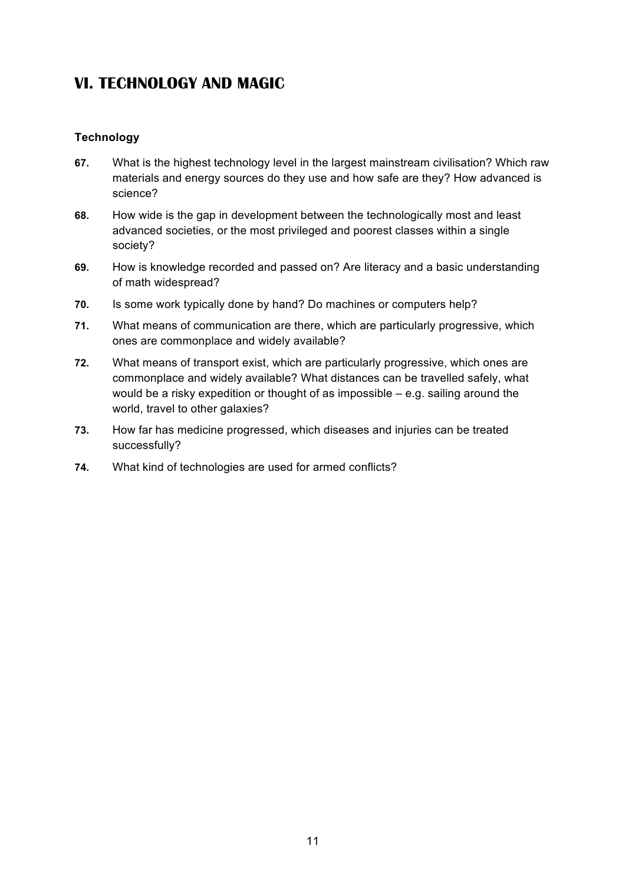## VI. TECHNOLOGY AND MAGIC

### Technology

**67.** What is the highest technology level in the largest mainstream civilisation? Which raw materials and energy sources do they use and how safe are they? How advanced is science?

**68.** How wide is the gap in development between the technologically most and least advanced societies, or the most privileged and poorest classes within a single society?

**69.** How is knowledge recorded and passed on? Are literacy and a basic understanding of math widespread?

**70.** Is some work typically done by hand? Do machines or computers help?

**71.** What means of communication are there, which are particularly progressive, which ones are commonplace and widely available?

**72.** What means of transport exist, which are particularly progressive, which ones are commonplace and widely available? What distances can be travelled safely, what would be a risky expedition or thought of as impossible – e.g. sailing around the world, travel to other galaxies?

**73.** How far has medicine progressed, which diseases and injuries can be treated successfully?

**74.** What kind of technologies are used for armed conflicts?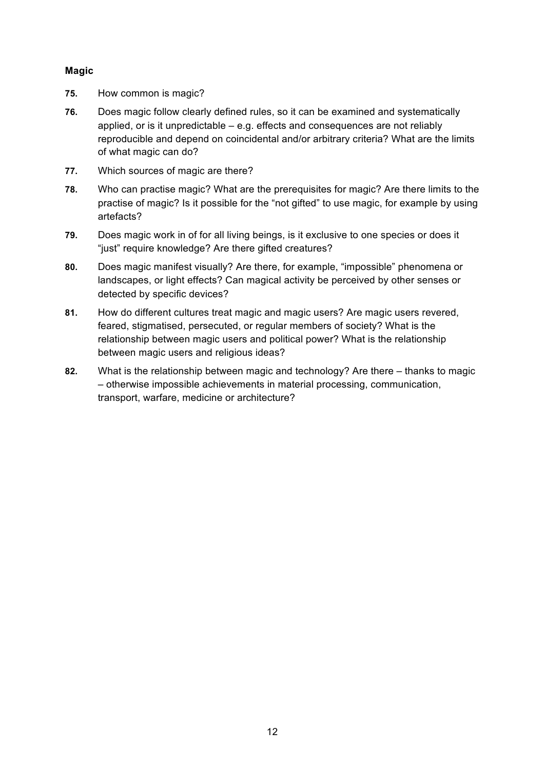**Magic**

**75.** How common is magic?

**76.** Does magic follow clearly defined rules, so it can be examined and systematically applied, or is it unpredictable – e.g. effects and consequences are not reliably reproducible and depend on coincidental and/or arbitrary criteria? What are the limits of what magic can do?

**77.** Which sources of magic are there?

**78.** Who can practise magic? What are the prerequisites for magic? Are there limits to the practise of magic? Is it possible for the "not gifted" to use magic, for example by using artefacts?

**79.** Does magic work in of for all living beings, is it exclusive to one species or does it "just" require knowledge? Are there gifted creatures?

**80.** Does magic manifest visually? Are there, for example, "impossible" phenomena or landscapes, or light effects? Can magical activity be perceived by other senses or detected by specific devices?

**81.** How do different cultures treat magic and magic users? Are magic users revered, feared, stigmatised, persecuted, or regular members of society? What is the relationship between magic users and political power? What is the relationship between magic users and religious ideas?

**82.** What is the relationship between magic and technology? Are there – thanks to magic – otherwise impossible achievements in material processing, communication, transport, warfare, medicine or architecture?